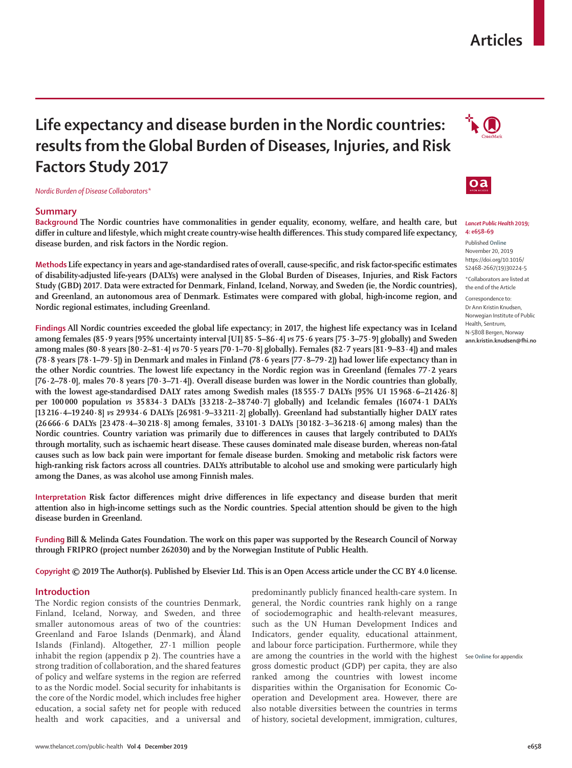Articles

# Life expectancy and disease burden in the Nordic countries: results from the Global Burden of Diseases, Injuries, and Risk Factors Study 2017

*Nordic Burden of Disease Collaborators\**

*Lancet Public Health* 2019; 4: e658–69

Published Online November 20, 2019 https://doi.org/10.1016/S2468-2667(19)30224-5

\*Collaborators are listed at the end of the Article

Correspondence to: Dr Ann Kristin Knudsen, Norwegian Institute of Public Health, Sentrum, N-5808 Bergen, Norway **ann.kristin.knudsen@fhi.no**

## Summary

**Background** **The Nordic countries have commonalities in gender equality, economy, welfare, and health care, but differ in culture and lifestyle, which might create country-wise health differences. This study compared life expectancy, disease burden, and risk factors in the Nordic region.**

**Methods** **Life expectancy in years and age-standardised rates of overall, cause-specific, and risk factor-specific estimates of disability-adjusted life-years (DALYs) were analysed in the Global Burden of Diseases, Injuries, and Risk Factors Study (GBD) 2017. Data were extracted for Denmark, Finland, Iceland, Norway, and Sweden (ie, the Nordic countries), and Greenland, an autonomous area of Denmark. Estimates were compared with global, high-income region, and Nordic regional estimates, including Greenland.**

**Findings** **All Nordic countries exceeded the global life expectancy; in 2017, the highest life expectancy was in Iceland among females (85·9 years [95% uncertainty interval [UI] 85·5–86·4] *vs* 75·6 years [75·3–75·9] globally) and Sweden among males (80·8 years [80·2–81·4] *vs* 70·5 years [70·1–70·8] globally). Females (82·7 years [81·9–83·4]) and males (78·8 years [78·1–79·5]) in Denmark and males in Finland (78·6 years [77·8–79·2]) had lower life expectancy than in the other Nordic countries. The lowest life expectancy in the Nordic region was in Greenland (females 77·2 years [76·2–78·0], males 70·8 years [70·3–71·4]). Overall disease burden was lower in the Nordic countries than globally, with the lowest age-standardised DALY rates among Swedish males (18 555·7 DALYs [95% UI 15 968·6–21 426·8] per 100 000 population *vs* 35 834·3 DALYs [33 218·2–38 740·7] globally) and Icelandic females (16 074·1 DALYs [13 216·4–19 240·8] *vs* 29 934·6 DALYs [26 981·9–33 211·2] globally). Greenland had substantially higher DALY rates (26 666·6 DALYs [23 478·4–30 218·8] among females, 33 101·3 DALYs [30 182·3–36 218·6] among males) than the Nordic countries. Country variation was primarily due to differences in causes that largely contributed to DALYs through mortality, such as ischaemic heart disease. These causes dominated male disease burden, whereas non-fatal causes such as low back pain were important for female disease burden. Smoking and metabolic risk factors were high-ranking risk factors across all countries. DALYs attributable to alcohol use and smoking were particularly high among the Danes, as was alcohol use among Finnish males.**

**Interpretation** **Risk factor differences might drive differences in life expectancy and disease burden that merit attention also in high-income settings such as the Nordic countries. Special attention should be given to the high disease burden in Greenland.**

**Funding** **Bill & Melinda Gates Foundation. The work on this paper was supported by the Research Council of Norway through FRIPRO (project number 262030) and by the Norwegian Institute of Public Health.**

**Copyright** **© 2019 The Author(s). Published by Elsevier Ltd. This is an Open Access article under the CC BY 4.0 license.**

## Introduction

The Nordic region consists of the countries Denmark, Finland, Iceland, Norway, and Sweden, and three smaller autonomous areas of two of the countries: Greenland and Faroe Islands (Denmark), and Åland Islands (Finland). Altogether, 27·1 million people inhabit the region (appendix p 2). The countries have a strong tradition of collaboration, and the shared features of policy and welfare systems in the region are referred to as the Nordic model. Social security for inhabitants is the core of the Nordic model, which includes free higher education, a social safety net for people with reduced health and work capacities, and a universal and predominantly publicly financed health-care system. In general, the Nordic countries rank highly on a range of sociodemographic and health-relevant measures, such as the UN Human Development Indices and Indicators, gender equality, educational attainment, and labour force participation. Furthermore, while they are among the countries in the world with the highest gross domestic product (GDP) per capita, they are also ranked among the countries with lowest income disparities within the Organisation for Economic Co-operation and Development area. However, there are also notable diversities between the countries in terms of history, societal development, immigration, cultures,

See Online for appendix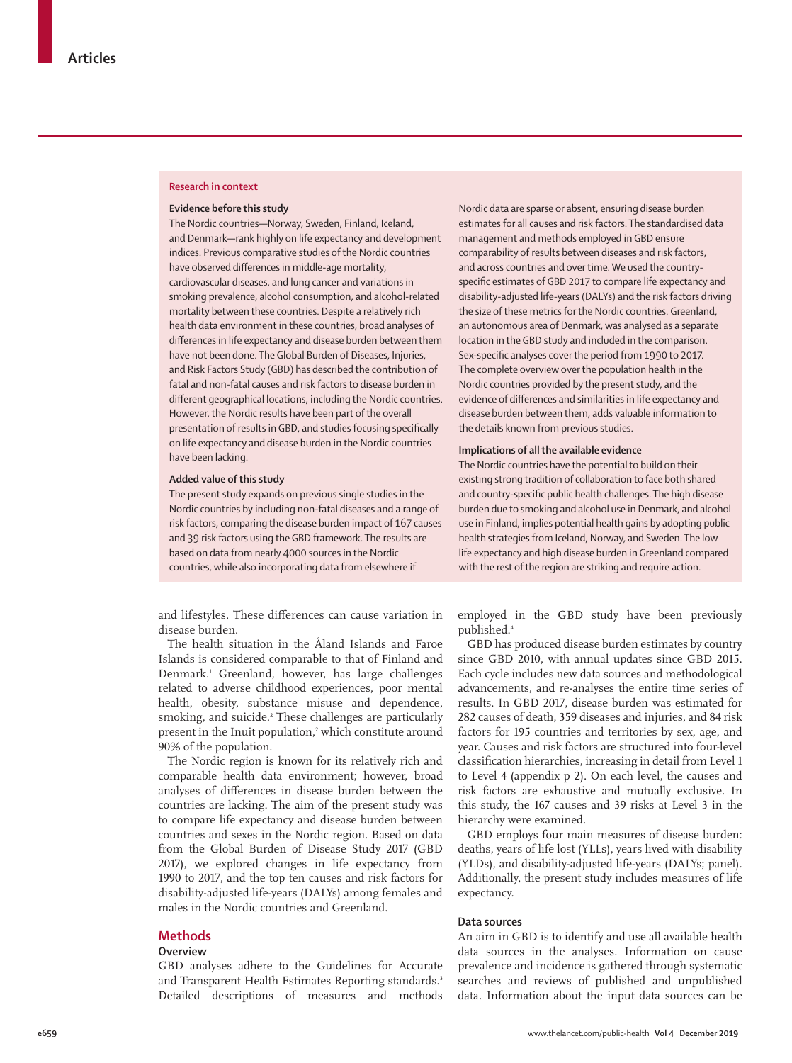## Research in context

### Evidence before this study

The Nordic countries—Norway, Sweden, Finland, Iceland, and Denmark—rank highly on life expectancy and development indices. Previous comparative studies of the Nordic countries have observed differences in middle-age mortality, cardiovascular diseases, and lung cancer and variations in smoking prevalence, alcohol consumption, and alcohol-related mortality between these countries. Despite a relatively rich health data environment in these countries, broad analyses of differences in life expectancy and disease burden between them have not been done. The Global Burden of Diseases, Injuries, and Risk Factors Study (GBD) has described the contribution of fatal and non-fatal causes and risk factors to disease burden in different geographical locations, including the Nordic countries. However, the Nordic results have been part of the overall presentation of results in GBD, and studies focusing specifically on life expectancy and disease burden in the Nordic countries have been lacking.

### Added value of this study

The present study expands on previous single studies in the Nordic countries by including non-fatal diseases and a range of risk factors, comparing the disease burden impact of 167 causes and 39 risk factors using the GBD framework. The results are based on data from nearly 4000 sources in the Nordic countries, while also incorporating data from elsewhere if Nordic data are sparse or absent, ensuring disease burden estimates for all causes and risk factors. The standardised data management and methods employed in GBD ensure comparability of results between diseases and risk factors, and across countries and over time. We used the country-specific estimates of GBD 2017 to compare life expectancy and disability-adjusted life-years (DALYs) and the risk factors driving the size of these metrics for the Nordic countries. Greenland, an autonomous area of Denmark, was analysed as a separate location in the GBD study and included in the comparison. Sex-specific analyses cover the period from 1990 to 2017. The complete overview over the population health in the Nordic countries provided by the present study, and the evidence of differences and similarities in life expectancy and disease burden between them, adds valuable information to the details known from previous studies.

### Implications of all the available evidence

The Nordic countries have the potential to build on their existing strong tradition of collaboration to face both shared and country-specific public health challenges. The high disease burden due to smoking and alcohol use in Denmark, and alcohol use in Finland, implies potential health gains by adopting public health strategies from Iceland, Norway, and Sweden. The low life expectancy and high disease burden in Greenland compared with the rest of the region are striking and require action.

and lifestyles. These differences can cause variation in disease burden.

The health situation in the Åland Islands and Faroe Islands is considered comparable to that of Finland and Denmark.[1] Greenland, however, has large challenges related to adverse childhood experiences, poor mental health, obesity, substance misuse and dependence, smoking, and suicide.[2] These challenges are particularly present in the Inuit population,[2] which constitute around 90% of the population.

The Nordic region is known for its relatively rich and comparable health data environment; however, broad analyses of differences in disease burden between the countries are lacking. The aim of the present study was to compare life expectancy and disease burden between countries and sexes in the Nordic region. Based on data from the Global Burden of Disease Study 2017 (GBD 2017), we explored changes in life expectancy from 1990 to 2017, and the top ten causes and risk factors for disability-adjusted life-years (DALYs) among females and males in the Nordic countries and Greenland.

## Methods

### Overview

GBD analyses adhere to the Guidelines for Accurate and Transparent Health Estimates Reporting standards.[3] Detailed descriptions of measures and methods employed in the GBD study have been previously published.[4]

GBD has produced disease burden estimates by country since GBD 2010, with annual updates since GBD 2015. Each cycle includes new data sources and methodological advancements, and re-analyses the entire time series of results. In GBD 2017, disease burden was estimated for 282 causes of death, 359 diseases and injuries, and 84 risk factors for 195 countries and territories by sex, age, and year. Causes and risk factors are structured into four-level classification hierarchies, increasing in detail from Level 1 to Level 4 (appendix p 2). On each level, the causes and risk factors are exhaustive and mutually exclusive. In this study, the 167 causes and 39 risks at Level 3 in the hierarchy were examined.

GBD employs four main measures of disease burden: deaths, years of life lost (YLLs), years lived with disability (YLDs), and disability-adjusted life-years (DALYs; panel). Additionally, the present study includes measures of life expectancy.

### Data sources

An aim in GBD is to identify and use all available health data sources in the analyses. Information on cause prevalence and incidence is gathered through systematic searches and reviews of published and unpublished data. Information about the input data sources can be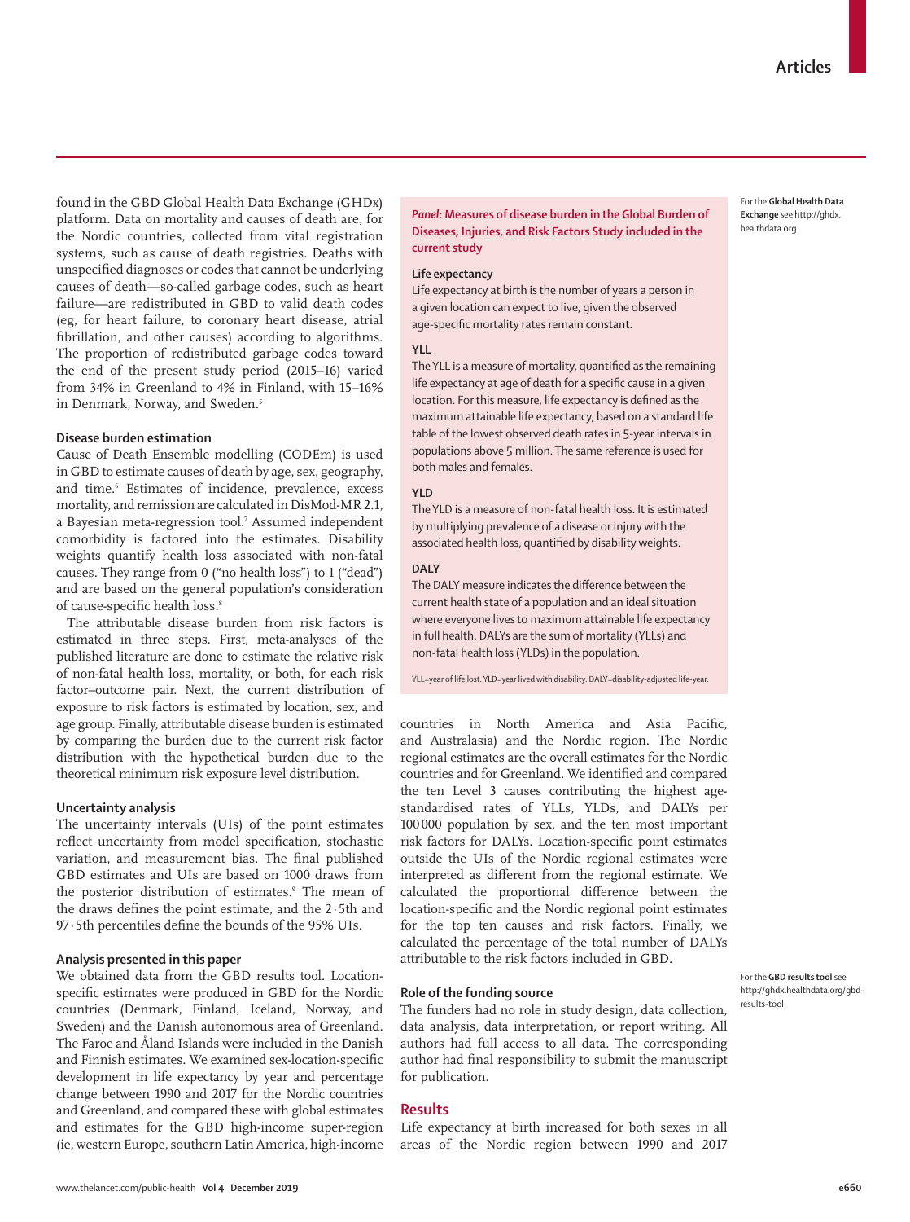found in the GBD Global Health Data Exchange (GHDx) platform. Data on mortality and causes of death are, for the Nordic countries, collected from vital registration systems, such as cause of death registries. Deaths with unspecified diagnoses or codes that cannot be underlying causes of death—so-called garbage codes, such as heart failure—are redistributed in GBD to valid death codes (eg, for heart failure, to coronary heart disease, atrial fibrillation, and other causes) according to algorithms. The proportion of redistributed garbage codes toward the end of the present study period (2015–16) varied from 34% in Greenland to 4% in Finland, with 15–16% in Denmark, Norway, and Sweden.[5]

For the **Global Health Data Exchange** see http://ghdx.healthdata.org

### Disease burden estimation

Cause of Death Ensemble modelling (CODEm) is used in GBD to estimate causes of death by age, sex, geography, and time.[6] Estimates of incidence, prevalence, excess mortality, and remission are calculated in DisMod-MR 2.1, a Bayesian meta-regression tool.[7] Assumed independent comorbidity is factored into the estimates. Disability weights quantify health loss associated with non-fatal causes. They range from 0 ("no health loss") to 1 ("dead") and are based on the general population's consideration of cause-specific health loss.[8]

The attributable disease burden from risk factors is estimated in three steps. First, meta-analyses of the published literature are done to estimate the relative risk of non-fatal health loss, mortality, or both, for each risk factor–outcome pair. Next, the current distribution of exposure to risk factors is estimated by location, sex, and age group. Finally, attributable disease burden is estimated by comparing the burden due to the current risk factor distribution with the hypothetical burden due to the theoretical minimum risk exposure level distribution.

### Uncertainty analysis

The uncertainty intervals (UIs) of the point estimates reflect uncertainty from model specification, stochastic variation, and measurement bias. The final published GBD estimates and UIs are based on 1000 draws from the posterior distribution of estimates.[9] The mean of the draws defines the point estimate, and the 2·5th and 97·5th percentiles define the bounds of the 95% UIs.

### Analysis presented in this paper

We obtained data from the GBD results tool. Location-specific estimates were produced in GBD for the Nordic countries (Denmark, Finland, Iceland, Norway, and Sweden) and the Danish autonomous area of Greenland. The Faroe and Åland Islands were included in the Danish and Finnish estimates. We examined sex-location-specific development in life expectancy by year and percentage change between 1990 and 2017 for the Nordic countries and Greenland, and compared these with global estimates and estimates for the GBD high-income super-region (ie, western Europe, southern Latin America, high-income countries in North America and Asia Pacific, and Australasia) and the Nordic region. The Nordic regional estimates are the overall estimates for the Nordic countries and for Greenland. We identified and compared the ten Level 3 causes contributing the highest age-standardised rates of YLLs, YLDs, and DALYs per 100 000 population by sex, and the ten most important risk factors for DALYs. Location-specific point estimates outside the UIs of the Nordic regional estimates were interpreted as different from the regional estimate. We calculated the proportional difference between the location-specific and the Nordic regional point estimates for the top ten causes and risk factors. Finally, we calculated the percentage of the total number of DALYs attributable to the risk factors included in GBD.

> ***Panel:* Measures of disease burden in the Global Burden of Diseases, Injuries, and Risk Factors Study included in the current study**
>
> **Life expectancy**
>
> Life expectancy at birth is the number of years a person in a given location can expect to live, given the observed age-specific mortality rates remain constant.
>
> **YLL**
>
> The YLL is a measure of mortality, quantified as the remaining life expectancy at age of death for a specific cause in a given location. For this measure, life expectancy is defined as the maximum attainable life expectancy, based on a standard life table of the lowest observed death rates in 5-year intervals in populations above 5 million. The same reference is used for both males and females.
>
> **YLD**
>
> The YLD is a measure of non-fatal health loss. It is estimated by multiplying prevalence of a disease or injury with the associated health loss, quantified by disability weights.
>
> **DALY**
>
> The DALY measure indicates the difference between the current health state of a population and an ideal situation where everyone lives to maximum attainable life expectancy in full health. DALYs are the sum of mortality (YLLs) and non-fatal health loss (YLDs) in the population.
>
> YLL=year of life lost. YLD=year lived with disability. DALY=disability-adjusted life-year.

For the **GBD results tool** see http://ghdx.healthdata.org/gbd-results-tool

### Role of the funding source

The funders had no role in study design, data collection, data analysis, data interpretation, or report writing. All authors had full access to all data. The corresponding author had final responsibility to submit the manuscript for publication.

## Results

Life expectancy at birth increased for both sexes in all areas of the Nordic region between 1990 and 2017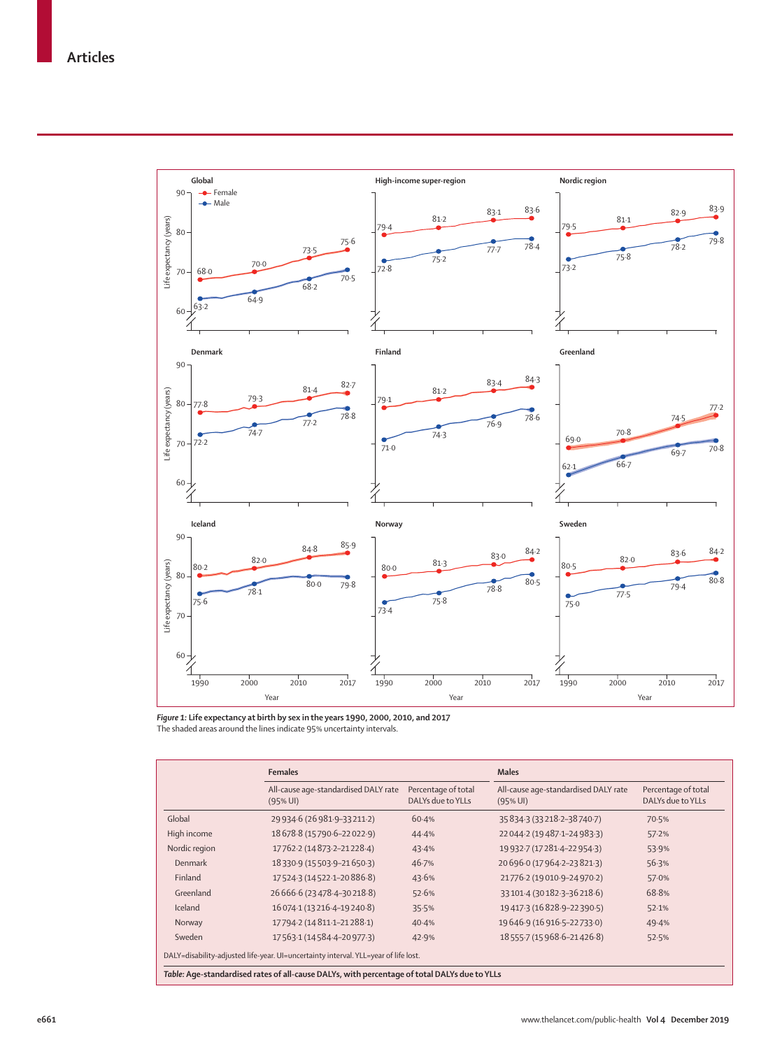Figure 1: Life expectancy at birth by sex in the years 1990, 2000, 2010, and 2017
The shaded areas around the lines indicate 95% uncertainty intervals.

| | Females | | Males | |
|---|---|---|---|---|
| | All-cause age-standardised DALY rate (95% UI) | Percentage of total DALYs due to YLLs | All-cause age-standardised DALY rate (95% UI) | Percentage of total DALYs due to YLLs |
| Global | 29 934·6 (26 981·9–33 211·2) | 60·4% | 35 834·3 (33 218·2–38 740·7) | 70·5% |
| High income | 18 678·8 (15 790·6–22 022·9) | 44·4% | 22 044·2 (19 487·1–24 983·3) | 57·2% |
| Nordic region | 17 762·2 (14 873·2–21 228·4) | 43·4% | 19 932·7 (17 281·4–22 954·3) | 53·9% |
| Denmark | 18 330·9 (15 503·9–21 650·3) | 46·7% | 20 696·0 (17 964·2–23 821·3) | 56·3% |
| Finland | 17 524·3 (14 522·1–20 886·8) | 43·6% | 21 776·2 (19 010·9–24 970·2) | 57·0% |
| Greenland | 26 666·6 (23 478·4–30 218·8) | 52·6% | 33 101·4 (30 182·3–36 218·6) | 68·8% |
| Iceland | 16 074·1 (13 216·4–19 240·8) | 35·5% | 19 417·3 (16 828·9–22 390·5) | 52·1% |
| Norway | 17 794·2 (14 811·1–21 288·1) | 40·4% | 19 646·9 (16 916·5–22 733·0) | 49·4% |
| Sweden | 17 563·1 (14 584·4–20 977·3) | 42·9% | 18 555·7 (15 968·6–21 426·8) | 52·5% |

DALY=disability-adjusted life-year. UI=uncertainty interval. YLL=year of life lost.

Table: Age-standardised rates of all-cause DALYs, with percentage of total DALYs due to YLLs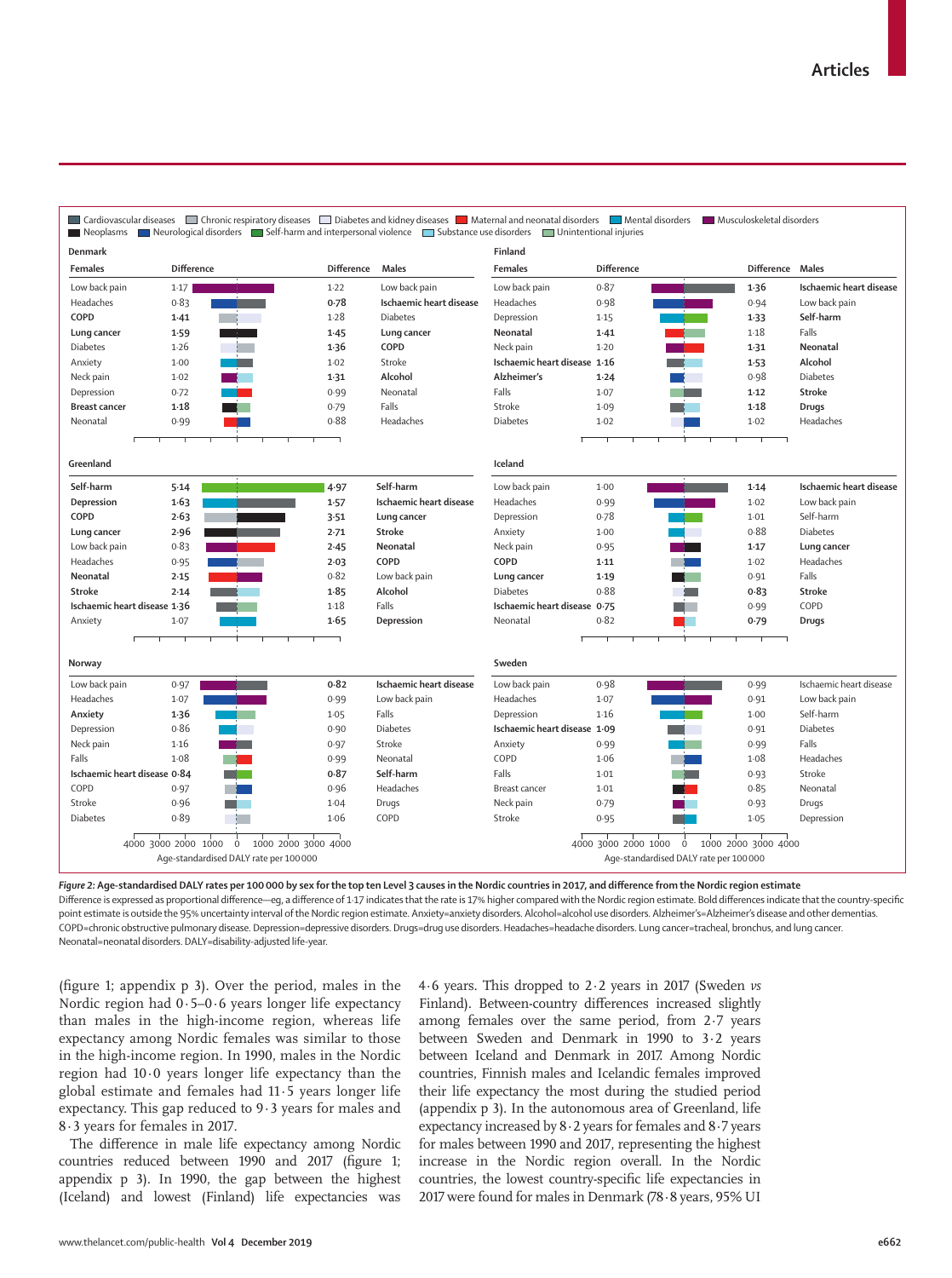Cardiovascular diseases · Chronic respiratory diseases · Diabetes and kidney diseases · Maternal and neonatal disorders · Mental disorders · Musculoskeletal disorders · Neoplasms · Neurological disorders · Self-harm and interpersonal violence · Substance use disorders · Unintentional injuries

**Denmark**

| Females | Difference | Difference | Males |
|---|---|---|---|
| Low back pain | 1·17 | 1·22 | Low back pain |
| Headaches | 0·83 | **0·78** | **Ischaemic heart disease** |
| **COPD** | **1·41** | 1·28 | Diabetes |
| **Lung cancer** | **1·59** | **1·45** | **Lung cancer** |
| Diabetes | 1·26 | **1·36** | **COPD** |
| Anxiety | 1·00 | 1·02 | Stroke |
| Neck pain | 1·02 | **1·31** | **Alcohol** |
| Depression | 0·72 | 0·99 | Neonatal |
| **Breast cancer** | **1·18** | 0·79 | Falls |
| Neonatal | 0·99 | 0·88 | Headaches |

**Finland**

| Females | Difference | Difference | Males |
|---|---|---|---|
| Low back pain | 0·87 | **1·36** | **Ischaemic heart disease** |
| Headaches | 0·98 | 0·94 | Low back pain |
| Depression | 1·15 | **1·33** | **Self-harm** |
| **Neonatal** | **1·41** | 1·18 | Falls |
| Neck pain | 1·20 | **1·31** | **Neonatal** |
| **Ischaemic heart disease** | **1·16** | **1·53** | **Alcohol** |
| **Alzheimer's** | **1·24** | 0·98 | Diabetes |
| Falls | 1·07 | **1·12** | **Stroke** |
| Stroke | 1·09 | **1·18** | **Drugs** |
| Diabetes | 1·02 | 1·02 | Headaches |

**Greenland**

| Females | Difference | Difference | Males |
|---|---|---|---|
| **Self-harm** | **5·14** | **4·97** | **Self-harm** |
| **Depression** | **1·63** | **1·57** | **Ischaemic heart disease** |
| **COPD** | **2·63** | **3·51** | **Lung cancer** |
| **Lung cancer** | **2·96** | **2·71** | **Stroke** |
| Low back pain | 0·83 | **2·45** | **Neonatal** |
| Headaches | 0·95 | **2·03** | **COPD** |
| **Neonatal** | **2·15** | 0·82 | Low back pain |
| **Stroke** | **2·14** | **1·85** | **Alcohol** |
| **Ischaemic heart disease** | **1·36** | 1·18 | Falls |
| Anxiety | 1·07 | **1·65** | **Depression** |

**Iceland**

| Females | Difference | Difference | Males |
|---|---|---|---|
| Low back pain | 1·00 | **1·14** | **Ischaemic heart disease** |
| Headaches | 0·99 | 1·02 | Low back pain |
| Depression | 0·78 | 1·01 | Self-harm |
| Anxiety | 1·00 | 0·88 | Diabetes |
| Neck pain | 0·95 | **1·17** | **Lung cancer** |
| **COPD** | **1·11** | 1·02 | Headaches |
| **Lung cancer** | **1·19** | 0·91 | Falls |
| Diabetes | 0·88 | **0·83** | **Stroke** |
| **Ischaemic heart disease** | **0·75** | 0·99 | COPD |
| Neonatal | 0·82 | **0·79** | **Drugs** |

**Norway**

| Females | Difference | Difference | Males |
|---|---|---|---|
| Low back pain | 0·97 | **0·82** | **Ischaemic heart disease** |
| Headaches | 1·07 | 0·99 | Low back pain |
| **Anxiety** | **1·36** | 1·05 | Falls |
| Depression | 0·86 | 0·90 | Diabetes |
| Neck pain | 1·16 | 0·97 | Stroke |
| Falls | 1·08 | 0·99 | Neonatal |
| **Ischaemic heart disease** | **0·84** | **0·87** | **Self-harm** |
| COPD | 0·97 | 0·96 | Headaches |
| Stroke | 0·96 | 1·04 | Drugs |
| Diabetes | 0·89 | 1·06 | COPD |

**Sweden**

| Females | Difference | Difference | Males |
|---|---|---|---|
| Low back pain | 0·98 | 0·99 | Ischaemic heart disease |
| Headaches | 1·07 | 0·91 | Low back pain |
| Depression | 1·16 | 1·00 | Self-harm |
| **Ischaemic heart disease** | **1·09** | 0·91 | Diabetes |
| Anxiety | 0·99 | 0·99 | Falls |
| COPD | 1·06 | 1·08 | Headaches |
| Falls | 1·01 | 0·93 | Stroke |
| Breast cancer | 1·01 | 0·85 | Neonatal |
| Neck pain | 0·79 | 0·93 | Drugs |
| Stroke | 0·95 | 1·05 | Depression |

Age-standardised DALY rate per 100 000 (axis: 4000 3000 2000 1000 0 1000 2000 3000 4000)

*Figure 2:* **Age-standardised DALY rates per 100 000 by sex for the top ten Level 3 causes in the Nordic countries in 2017, and difference from the Nordic region estimate**
Difference is expressed as proportional difference—eg, a difference of 1·17 indicates that the rate is 17% higher compared with the Nordic region estimate. Bold differences indicate that the country-specific point estimate is outside the 95% uncertainty interval of the Nordic region estimate. Anxiety=anxiety disorders. Alcohol=alcohol use disorders. Alzheimer's=Alzheimer's disease and other dementias. COPD=chronic obstructive pulmonary disease. Depression=depressive disorders. Drugs=drug use disorders. Headaches=headache disorders. Lung cancer=tracheal, bronchus, and lung cancer. Neonatal=neonatal disorders. DALY=disability-adjusted life-year.

(figure 1; appendix p 3). Over the period, males in the Nordic region had 0·5–0·6 years longer life expectancy than males in the high-income region, whereas life expectancy among Nordic females was similar to those in the high-income region. In 1990, males in the Nordic region had 10·0 years longer life expectancy than the global estimate and females had 11·5 years longer life expectancy. This gap reduced to 9·3 years for males and 8·3 years for females in 2017.

The difference in male life expectancy among Nordic countries reduced between 1990 and 2017 (figure 1; appendix p 3). In 1990, the gap between the highest (Iceland) and lowest (Finland) life expectancies was 4·6 years. This dropped to 2·2 years in 2017 (Sweden *vs* Finland). Between-country differences increased slightly among females over the same period, from 2·7 years between Sweden and Denmark in 1990 to 3·2 years between Iceland and Denmark in 2017. Among Nordic countries, Finnish males and Icelandic females improved their life expectancy the most during the studied period (appendix p 3). In the autonomous area of Greenland, life expectancy increased by 8·2 years for females and 8·7 years for males between 1990 and 2017, representing the highest increase in the Nordic region overall. In the Nordic countries, the lowest country-specific life expectancies in 2017 were found for males in Denmark (78·8 years, 95% UI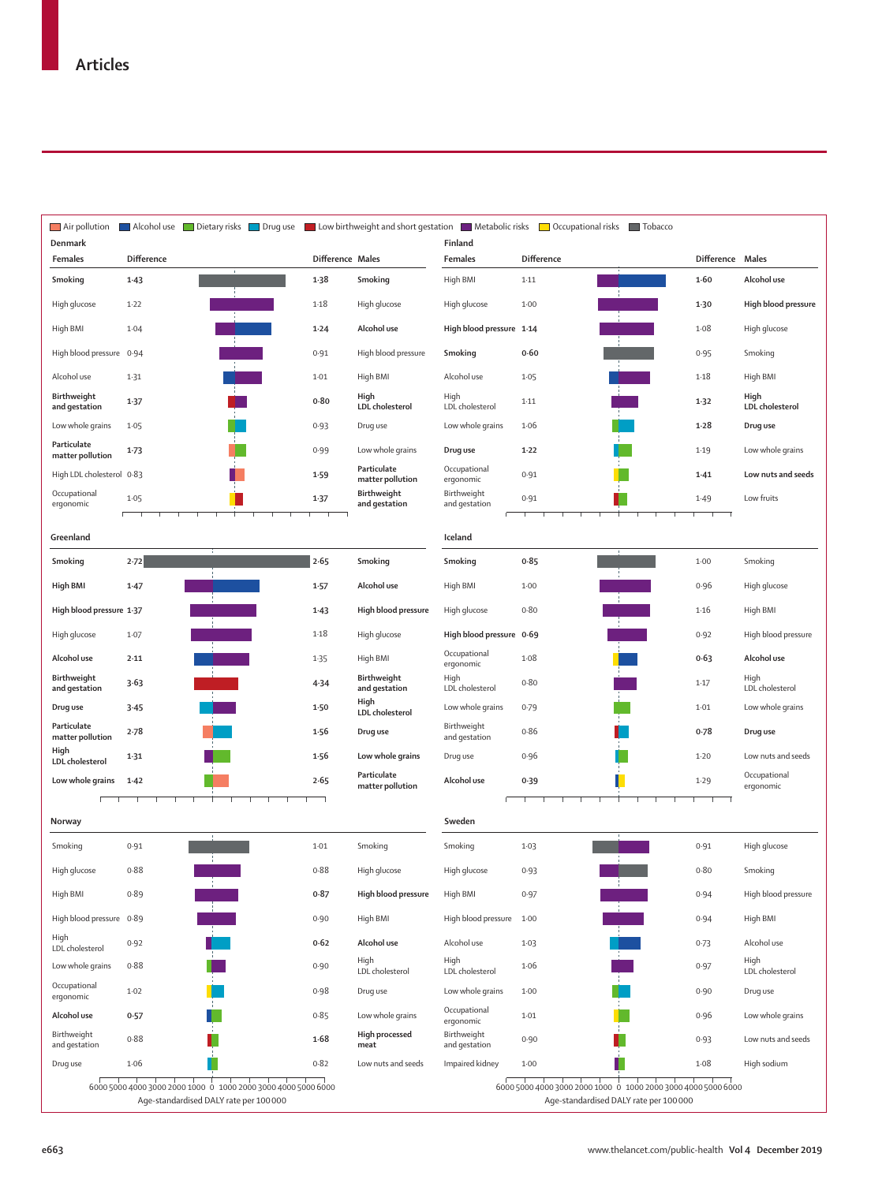Air pollution | Alcohol use | Dietary risks | Drug use | Low birthweight and short gestation | Metabolic risks | Occupational risks | Tobacco

### Denmark

| Females | Difference | Difference | Males |
|---|---|---|---|
| **Smoking** | **1·43** | **1·38** | **Smoking** |
| High glucose | 1·22 | 1·18 | High glucose |
| High BMI | 1·04 | **1·24** | **Alcohol use** |
| High blood pressure | 0·94 | 0·91 | High blood pressure |
| Alcohol use | 1·31 | 1·01 | High BMI |
| **Birthweight and gestation** | **1·37** | **0·80** | **High LDL cholesterol** |
| Low whole grains | 1·05 | 0·93 | Drug use |
| **Particulate matter pollution** | **1·73** | 0·99 | Low whole grains |
| High LDL cholesterol | 0·83 | **1·59** | **Particulate matter pollution** |
| Occupational ergonomic | 1·05 | **1·37** | **Birthweight and gestation** |

### Finland

| Females | Difference | Difference | Males |
|---|---|---|---|
| High BMI | 1·11 | **1·60** | **Alcohol use** |
| High glucose | 1·00 | **1·30** | **High blood pressure** |
| **High blood pressure** | **1·14** | 1·08 | High glucose |
| **Smoking** | **0·60** | 0·95 | Smoking |
| Alcohol use | 1·05 | 1·18 | High BMI |
| High LDL cholesterol | 1·11 | **1·32** | **High LDL cholesterol** |
| Low whole grains | 1·06 | **1·28** | **Drug use** |
| **Drug use** | **1·22** | 1·19 | Low whole grains |
| Occupational ergonomic | 0·91 | **1·41** | **Low nuts and seeds** |
| Birthweight and gestation | 0·91 | 1·49 | Low fruits |

### Greenland

| Females | Difference | Difference | Males |
|---|---|---|---|
| **Smoking** | **2·72** | **2·65** | **Smoking** |
| **High BMI** | **1·47** | **1·57** | **Alcohol use** |
| **High blood pressure** | **1·37** | **1·43** | **High blood pressure** |
| High glucose | 1·07 | 1·18 | High glucose |
| **Alcohol use** | **2·11** | 1·35 | High BMI |
| **Birthweight and gestation** | **3·63** | **4·34** | **Birthweight and gestation** |
| **Drug use** | **3·45** | **1·50** | **High LDL cholesterol** |
| **Particulate matter pollution** | **2·78** | **1·56** | **Drug use** |
| **High LDL cholesterol** | **1·31** | **1·56** | **Low whole grains** |
| **Low whole grains** | **1·42** | **2·65** | **Particulate matter pollution** |

### Iceland

| Females | Difference | Difference | Males |
|---|---|---|---|
| **Smoking** | **0·85** | 1·00 | Smoking |
| High BMI | 1·00 | 0·96 | High glucose |
| High glucose | 0·80 | 1·16 | High BMI |
| **High blood pressure** | **0·69** | 0·92 | High blood pressure |
| Occupational ergonomic | 1·08 | **0·63** | **Alcohol use** |
| High LDL cholesterol | 0·80 | 1·17 | High LDL cholesterol |
| Low whole grains | 0·79 | 1·01 | Low whole grains |
| Birthweight and gestation | 0·86 | **0·78** | **Drug use** |
| Drug use | 0·96 | 1·20 | Low nuts and seeds |
| **Alcohol use** | **0·39** | 1·29 | Occupational ergonomic |

### Norway

| Females | Difference | Difference | Males |
|---|---|---|---|
| Smoking | 0·91 | 1·01 | Smoking |
| High glucose | 0·88 | 0·88 | High glucose |
| High BMI | 0·89 | **0·87** | **High blood pressure** |
| High blood pressure | 0·89 | 0·90 | High BMI |
| High LDL cholesterol | 0·92 | **0·62** | **Alcohol use** |
| Low whole grains | 0·88 | 0·90 | High LDL cholesterol |
| Occupational ergonomic | 1·02 | 0·98 | Drug use |
| **Alcohol use** | **0·57** | 0·85 | Low whole grains |
| Birthweight and gestation | 0·88 | **1·68** | **High processed meat** |
| Drug use | 1·06 | 0·82 | Low nuts and seeds |

### Sweden

| Females | Difference | Difference | Males |
|---|---|---|---|
| Smoking | 1·03 | 0·91 | High glucose |
| High glucose | 0·93 | 0·80 | Smoking |
| High BMI | 0·97 | 0·94 | High blood pressure |
| High blood pressure | 1·00 | 0·94 | High BMI |
| Alcohol use | 1·03 | 0·73 | Alcohol use |
| High LDL cholesterol | 1·06 | 0·97 | High LDL cholesterol |
| Low whole grains | 1·00 | 0·90 | Drug use |
| Occupational ergonomic | 1·01 | 0·96 | Low whole grains |
| Birthweight and gestation | 0·90 | 0·93 | Low nuts and seeds |
| Impaired kidney | 1·00 | 1·08 | High sodium |

Axis: 6000 5000 4000 3000 2000 1000 0 1000 2000 3000 4000 5000 6000

Age-standardised DALY rate per 100 000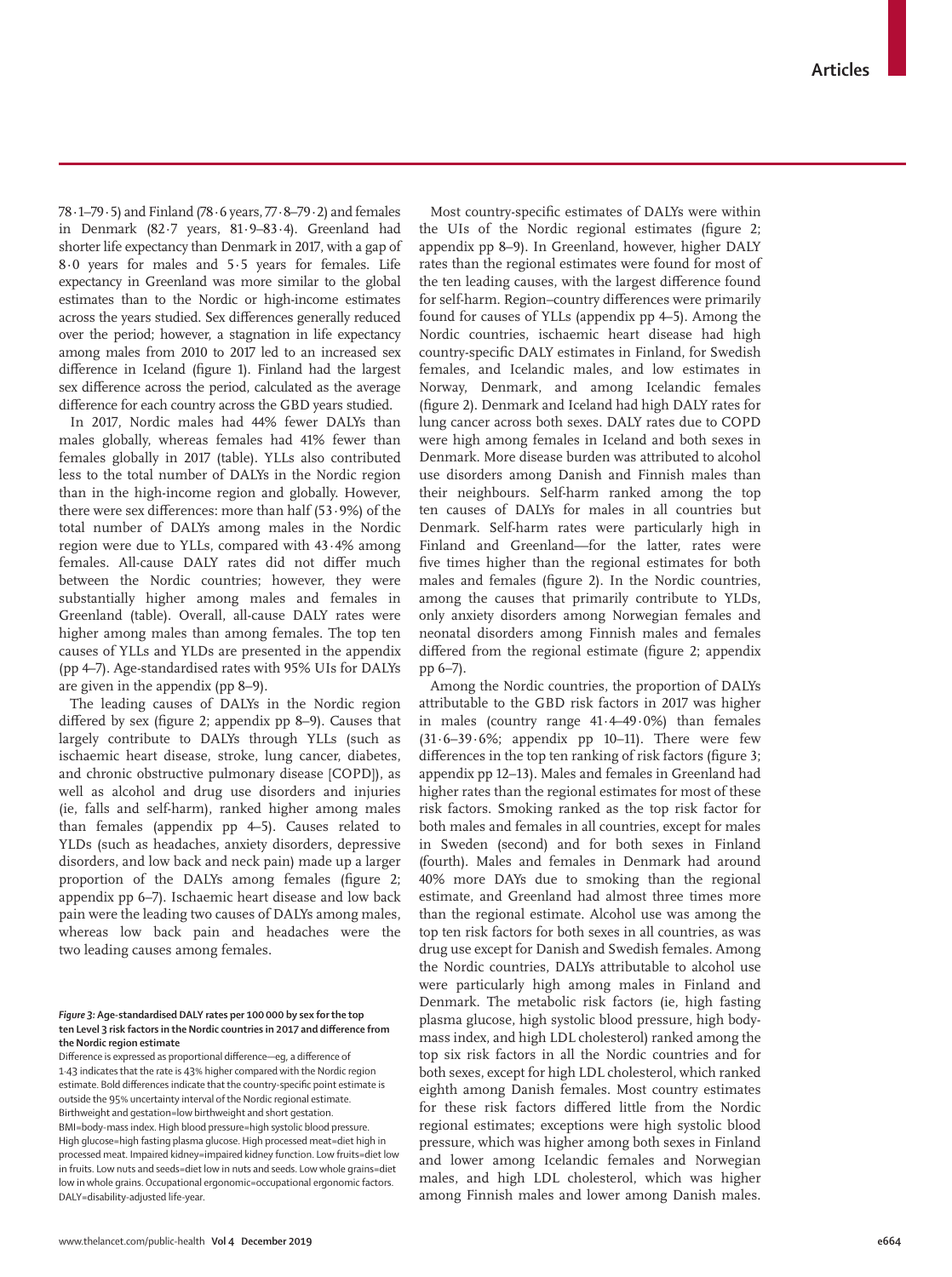78·1–79·5) and Finland (78·6 years, 77·8–79·2) and females in Denmark (82·7 years, 81·9–83·4). Greenland had shorter life expectancy than Denmark in 2017, with a gap of 8·0 years for males and 5·5 years for females. Life expectancy in Greenland was more similar to the global estimates than to the Nordic or high-income estimates across the years studied. Sex differences generally reduced over the period; however, a stagnation in life expectancy among males from 2010 to 2017 led to an increased sex difference in Iceland (figure 1). Finland had the largest sex difference across the period, calculated as the average difference for each country across the GBD years studied.

In 2017, Nordic males had 44% fewer DALYs than males globally, whereas females had 41% fewer than females globally in 2017 (table). YLLs also contributed less to the total number of DALYs in the Nordic region than in the high-income region and globally. However, there were sex differences: more than half (53·9%) of the total number of DALYs among males in the Nordic region were due to YLLs, compared with 43·4% among females. All-cause DALY rates did not differ much between the Nordic countries; however, they were substantially higher among males and females in Greenland (table). Overall, all-cause DALY rates were higher among males than among females. The top ten causes of YLLs and YLDs are presented in the appendix (pp 4–7). Age-standardised rates with 95% UIs for DALYs are given in the appendix (pp 8–9).

The leading causes of DALYs in the Nordic region differed by sex (figure 2; appendix pp 8–9). Causes that largely contribute to DALYs through YLLs (such as ischaemic heart disease, stroke, lung cancer, diabetes, and chronic obstructive pulmonary disease [COPD]), as well as alcohol and drug use disorders and injuries (ie, falls and self-harm), ranked higher among males than females (appendix pp 4–5). Causes related to YLDs (such as headaches, anxiety disorders, depressive disorders, and low back and neck pain) made up a larger proportion of the DALYs among females (figure 2; appendix pp 6–7). Ischaemic heart disease and low back pain were the leading two causes of DALYs among males, whereas low back pain and headaches were the two leading causes among females.

*Figure 3:* **Age-standardised DALY rates per 100 000 by sex for the top ten Level 3 risk factors in the Nordic countries in 2017 and difference from the Nordic region estimate**

Difference is expressed as proportional difference—eg, a difference of 1·43 indicates that the rate is 43% higher compared with the Nordic region estimate. Bold differences indicate that the country-specific point estimate is outside the 95% uncertainty interval of the Nordic regional estimate. Birthweight and gestation=low birthweight and short gestation. BMI=body-mass index. High blood pressure=high systolic blood pressure. High glucose=high fasting plasma glucose. High processed meat=diet high in processed meat. Impaired kidney=impaired kidney function. Low fruits=diet low in fruits. Low nuts and seeds=diet low in nuts and seeds. Low whole grains=diet low in whole grains. Occupational ergonomic=occupational ergonomic factors. DALY=disability-adjusted life-year.

Most country-specific estimates of DALYs were within the UIs of the Nordic regional estimates (figure 2; appendix pp 8–9). In Greenland, however, higher DALY rates than the regional estimates were found for most of the ten leading causes, with the largest difference found for self-harm. Region–country differences were primarily found for causes of YLLs (appendix pp 4–5). Among the Nordic countries, ischaemic heart disease had high country-specific DALY estimates in Finland, for Swedish females, and Icelandic males, and low estimates in Norway, Denmark, and among Icelandic females (figure 2). Denmark and Iceland had high DALY rates for lung cancer across both sexes. DALY rates due to COPD were high among females in Iceland and both sexes in Denmark. More disease burden was attributed to alcohol use disorders among Danish and Finnish males than their neighbours. Self-harm ranked among the top ten causes of DALYs for males in all countries but Denmark. Self-harm rates were particularly high in Finland and Greenland—for the latter, rates were five times higher than the regional estimates for both males and females (figure 2). In the Nordic countries, among the causes that primarily contribute to YLDs, only anxiety disorders among Norwegian females and neonatal disorders among Finnish males and females differed from the regional estimate (figure 2; appendix pp 6–7).

Among the Nordic countries, the proportion of DALYs attributable to the GBD risk factors in 2017 was higher in males (country range 41·4–49·0%) than females (31·6–39·6%; appendix pp 10–11). There were few differences in the top ten ranking of risk factors (figure 3; appendix pp 12–13). Males and females in Greenland had higher rates than the regional estimates for most of these risk factors. Smoking ranked as the top risk factor for both males and females in all countries, except for males in Sweden (second) and for both sexes in Finland (fourth). Males and females in Denmark had around 40% more DAYs due to smoking than the regional estimate, and Greenland had almost three times more than the regional estimate. Alcohol use was among the top ten risk factors for both sexes in all countries, as was drug use except for Danish and Swedish females. Among the Nordic countries, DALYs attributable to alcohol use were particularly high among males in Finland and Denmark. The metabolic risk factors (ie, high fasting plasma glucose, high systolic blood pressure, high body-mass index, and high LDL cholesterol) ranked among the top six risk factors in all the Nordic countries and for both sexes, except for high LDL cholesterol, which ranked eighth among Danish females. Most country estimates for these risk factors differed little from the Nordic regional estimates; exceptions were high systolic blood pressure, which was higher among both sexes in Finland and lower among Icelandic females and Norwegian males, and high LDL cholesterol, which was higher among Finnish males and lower among Danish males.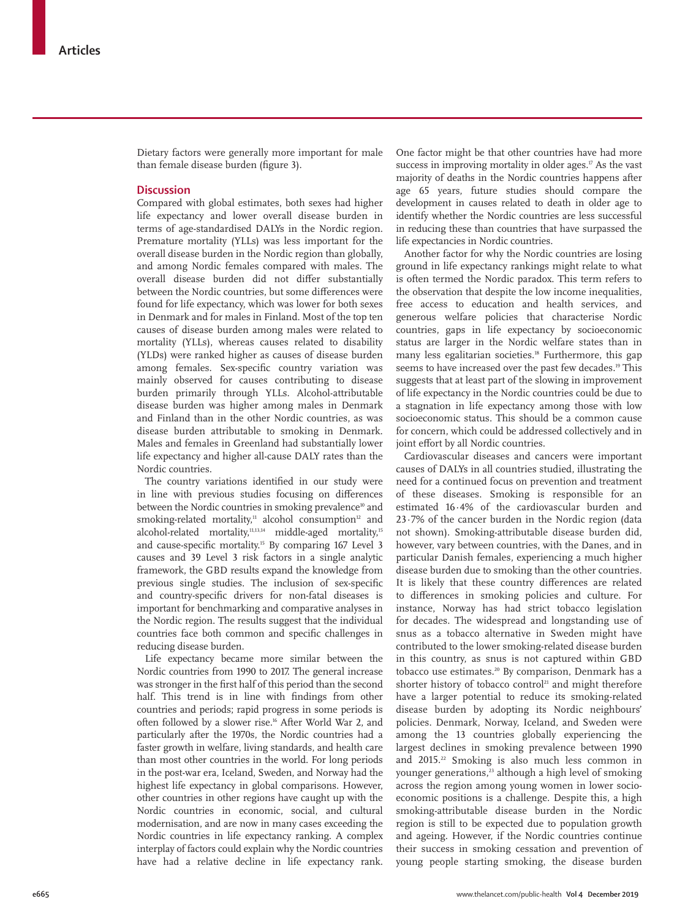Dietary factors were generally more important for male than female disease burden (figure 3).

## Discussion

Compared with global estimates, both sexes had higher life expectancy and lower overall disease burden in terms of age-standardised DALYs in the Nordic region. Premature mortality (YLLs) was less important for the overall disease burden in the Nordic region than globally, and among Nordic females compared with males. The overall disease burden did not differ substantially between the Nordic countries, but some differences were found for life expectancy, which was lower for both sexes in Denmark and for males in Finland. Most of the top ten causes of disease burden among males were related to mortality (YLLs), whereas causes related to disability (YLDs) were ranked higher as causes of disease burden among females. Sex-specific country variation was mainly observed for causes contributing to disease burden primarily through YLLs. Alcohol-attributable disease burden was higher among males in Denmark and Finland than in the other Nordic countries, as was disease burden attributable to smoking in Denmark. Males and females in Greenland had substantially lower life expectancy and higher all-cause DALY rates than the Nordic countries.

The country variations identified in our study were in line with previous studies focusing on differences between the Nordic countries in smoking prevalence[10] and smoking-related mortality,[11] alcohol consumption[12] and alcohol-related mortality,[11,13,14] middle-aged mortality,[15] and cause-specific mortality.[15] By comparing 167 Level 3 causes and 39 Level 3 risk factors in a single analytic framework, the GBD results expand the knowledge from previous single studies. The inclusion of sex-specific and country-specific drivers for non-fatal diseases is important for benchmarking and comparative analyses in the Nordic region. The results suggest that the individual countries face both common and specific challenges in reducing disease burden.

Life expectancy became more similar between the Nordic countries from 1990 to 2017. The general increase was stronger in the first half of this period than the second half. This trend is in line with findings from other countries and periods; rapid progress in some periods is often followed by a slower rise.[16] After World War 2, and particularly after the 1970s, the Nordic countries had a faster growth in welfare, living standards, and health care than most other countries in the world. For long periods in the post-war era, Iceland, Sweden, and Norway had the highest life expectancy in global comparisons. However, other countries in other regions have caught up with the Nordic countries in economic, social, and cultural modernisation, and are now in many cases exceeding the Nordic countries in life expectancy ranking. A complex interplay of factors could explain why the Nordic countries have had a relative decline in life expectancy rank. One factor might be that other countries have had more success in improving mortality in older ages.[17] As the vast majority of deaths in the Nordic countries happens after age 65 years, future studies should compare the development in causes related to death in older age to identify whether the Nordic countries are less successful in reducing these than countries that have surpassed the life expectancies in Nordic countries.

Another factor for why the Nordic countries are losing ground in life expectancy rankings might relate to what is often termed the Nordic paradox. This term refers to the observation that despite the low income inequalities, free access to education and health services, and generous welfare policies that characterise Nordic countries, gaps in life expectancy by socioeconomic status are larger in the Nordic welfare states than in many less egalitarian societies.[18] Furthermore, this gap seems to have increased over the past few decades.[19] This suggests that at least part of the slowing in improvement of life expectancy in the Nordic countries could be due to a stagnation in life expectancy among those with low socioeconomic status. This should be a common cause for concern, which could be addressed collectively and in joint effort by all Nordic countries.

Cardiovascular diseases and cancers were important causes of DALYs in all countries studied, illustrating the need for a continued focus on prevention and treatment of these diseases. Smoking is responsible for an estimated 16·4% of the cardiovascular burden and 23·7% of the cancer burden in the Nordic region (data not shown). Smoking-attributable disease burden did, however, vary between countries, with the Danes, and in particular Danish females, experiencing a much higher disease burden due to smoking than the other countries. It is likely that these country differences are related to differences in smoking policies and culture. For instance, Norway has had strict tobacco legislation for decades. The widespread and longstanding use of snus as a tobacco alternative in Sweden might have contributed to the lower smoking-related disease burden in this country, as snus is not captured within GBD tobacco use estimates.[20] By comparison, Denmark has a shorter history of tobacco control[21] and might therefore have a larger potential to reduce its smoking-related disease burden by adopting its Nordic neighbours' policies. Denmark, Norway, Iceland, and Sweden were among the 13 countries globally experiencing the largest declines in smoking prevalence between 1990 and 2015.[22] Smoking is also much less common in younger generations,[23] although a high level of smoking across the region among young women in lower socio-economic positions is a challenge. Despite this, a high smoking-attributable disease burden in the Nordic region is still to be expected due to population growth and ageing. However, if the Nordic countries continue their success in smoking cessation and prevention of young people starting smoking, the disease burden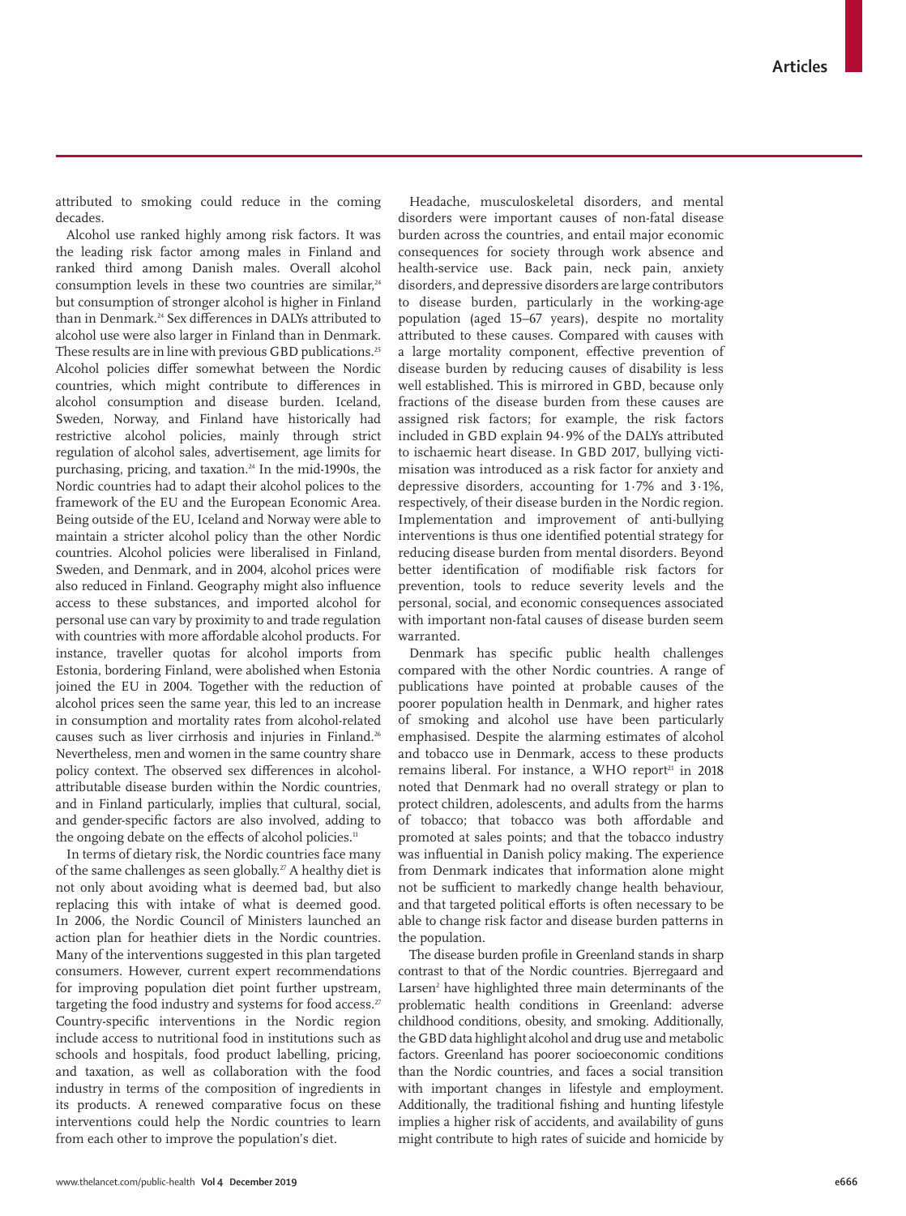attributed to smoking could reduce in the coming decades.

Alcohol use ranked highly among risk factors. It was the leading risk factor among males in Finland and ranked third among Danish males. Overall alcohol consumption levels in these two countries are similar,[24] but consumption of stronger alcohol is higher in Finland than in Denmark.[24] Sex differences in DALYs attributed to alcohol use were also larger in Finland than in Denmark. These results are in line with previous GBD publications.[25] Alcohol policies differ somewhat between the Nordic countries, which might contribute to differences in alcohol consumption and disease burden. Iceland, Sweden, Norway, and Finland have historically had restrictive alcohol policies, mainly through strict regulation of alcohol sales, advertisement, age limits for purchasing, pricing, and taxation.[24] In the mid-1990s, the Nordic countries had to adapt their alcohol polices to the framework of the EU and the European Economic Area. Being outside of the EU, Iceland and Norway were able to maintain a stricter alcohol policy than the other Nordic countries. Alcohol policies were liberalised in Finland, Sweden, and Denmark, and in 2004, alcohol prices were also reduced in Finland. Geography might also influence access to these substances, and imported alcohol for personal use can vary by proximity to and trade regulation with countries with more affordable alcohol products. For instance, traveller quotas for alcohol imports from Estonia, bordering Finland, were abolished when Estonia joined the EU in 2004. Together with the reduction of alcohol prices seen the same year, this led to an increase in consumption and mortality rates from alcohol-related causes such as liver cirrhosis and injuries in Finland.[26] Nevertheless, men and women in the same country share policy context. The observed sex differences in alcohol-attributable disease burden within the Nordic countries, and in Finland particularly, implies that cultural, social, and gender-specific factors are also involved, adding to the ongoing debate on the effects of alcohol policies.[11]

In terms of dietary risk, the Nordic countries face many of the same challenges as seen globally.[27] A healthy diet is not only about avoiding what is deemed bad, but also replacing this with intake of what is deemed good. In 2006, the Nordic Council of Ministers launched an action plan for heathier diets in the Nordic countries. Many of the interventions suggested in this plan targeted consumers. However, current expert recommendations for improving population diet point further upstream, targeting the food industry and systems for food access.[27] Country-specific interventions in the Nordic region include access to nutritional food in institutions such as schools and hospitals, food product labelling, pricing, and taxation, as well as collaboration with the food industry in terms of the composition of ingredients in its products. A renewed comparative focus on these interventions could help the Nordic countries to learn from each other to improve the population's diet.

Headache, musculoskeletal disorders, and mental disorders were important causes of non-fatal disease burden across the countries, and entail major economic consequences for society through work absence and health-service use. Back pain, neck pain, anxiety disorders, and depressive disorders are large contributors to disease burden, particularly in the working-age population (aged 15–67 years), despite no mortality attributed to these causes. Compared with causes with a large mortality component, effective prevention of disease burden by reducing causes of disability is less well established. This is mirrored in GBD, because only fractions of the disease burden from these causes are assigned risk factors; for example, the risk factors included in GBD explain 94·9% of the DALYs attributed to ischaemic heart disease. In GBD 2017, bullying victimisation was introduced as a risk factor for anxiety and depressive disorders, accounting for 1·7% and 3·1%, respectively, of their disease burden in the Nordic region. Implementation and improvement of anti-bullying interventions is thus one identified potential strategy for reducing disease burden from mental disorders. Beyond better identification of modifiable risk factors for prevention, tools to reduce severity levels and the personal, social, and economic consequences associated with important non-fatal causes of disease burden seem warranted.

Denmark has specific public health challenges compared with the other Nordic countries. A range of publications have pointed at probable causes of the poorer population health in Denmark, and higher rates of smoking and alcohol use have been particularly emphasised. Despite the alarming estimates of alcohol and tobacco use in Denmark, access to these products remains liberal. For instance, a WHO report[21] in 2018 noted that Denmark had no overall strategy or plan to protect children, adolescents, and adults from the harms of tobacco; that tobacco was both affordable and promoted at sales points; and that the tobacco industry was influential in Danish policy making. The experience from Denmark indicates that information alone might not be sufficient to markedly change health behaviour, and that targeted political efforts is often necessary to be able to change risk factor and disease burden patterns in the population.

The disease burden profile in Greenland stands in sharp contrast to that of the Nordic countries. Bjerregaard and Larsen[2] have highlighted three main determinants of the problematic health conditions in Greenland: adverse childhood conditions, obesity, and smoking. Additionally, the GBD data highlight alcohol and drug use and metabolic factors. Greenland has poorer socioeconomic conditions than the Nordic countries, and faces a social transition with important changes in lifestyle and employment. Additionally, the traditional fishing and hunting lifestyle implies a higher risk of accidents, and availability of guns might contribute to high rates of suicide and homicide by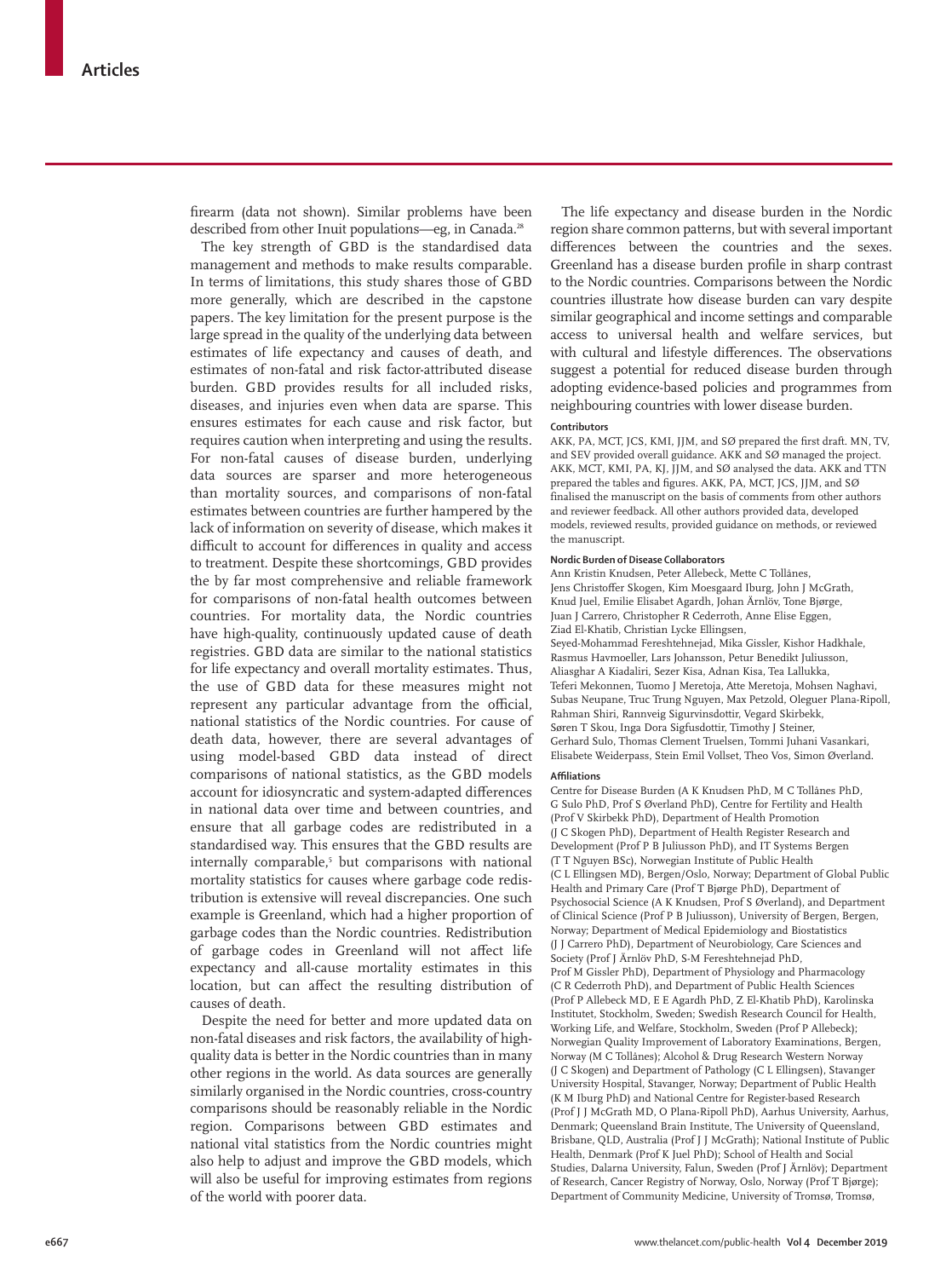firearm (data not shown). Similar problems have been described from other Inuit populations—eg, in Canada.[28]

The key strength of GBD is the standardised data management and methods to make results comparable. In terms of limitations, this study shares those of GBD more generally, which are described in the capstone papers. The key limitation for the present purpose is the large spread in the quality of the underlying data between estimates of life expectancy and causes of death, and estimates of non-fatal and risk factor-attributed disease burden. GBD provides results for all included risks, diseases, and injuries even when data are sparse. This ensures estimates for each cause and risk factor, but requires caution when interpreting and using the results. For non-fatal causes of disease burden, underlying data sources are sparser and more heterogeneous than mortality sources, and comparisons of non-fatal estimates between countries are further hampered by the lack of information on severity of disease, which makes it difficult to account for differences in quality and access to treatment. Despite these shortcomings, GBD provides the by far most comprehensive and reliable framework for comparisons of non-fatal health outcomes between countries. For mortality data, the Nordic countries have high-quality, continuously updated cause of death registries. GBD data are similar to the national statistics for life expectancy and overall mortality estimates. Thus, the use of GBD data for these measures might not represent any particular advantage from the official, national statistics of the Nordic countries. For cause of death data, however, there are several advantages of using model-based GBD data instead of direct comparisons of national statistics, as the GBD models account for idiosyncratic and system-adapted differences in national data over time and between countries, and ensure that all garbage codes are redistributed in a standardised way. This ensures that the GBD results are internally comparable,[5] but comparisons with national mortality statistics for causes where garbage code redistribution is extensive will reveal discrepancies. One such example is Greenland, which had a higher proportion of garbage codes than the Nordic countries. Redistribution of garbage codes in Greenland will not affect life expectancy and all-cause mortality estimates in this location, but can affect the resulting distribution of causes of death.

Despite the need for better and more updated data on non-fatal diseases and risk factors, the availability of high-quality data is better in the Nordic countries than in many other regions in the world. As data sources are generally similarly organised in the Nordic countries, cross-country comparisons should be reasonably reliable in the Nordic region. Comparisons between GBD estimates and national vital statistics from the Nordic countries might also help to adjust and improve the GBD models, which will also be useful for improving estimates from regions of the world with poorer data.

The life expectancy and disease burden in the Nordic region share common patterns, but with several important differences between the countries and the sexes. Greenland has a disease burden profile in sharp contrast to the Nordic countries. Comparisons between the Nordic countries illustrate how disease burden can vary despite similar geographical and income settings and comparable access to universal health and welfare services, but with cultural and lifestyle differences. The observations suggest a potential for reduced disease burden through adopting evidence-based policies and programmes from neighbouring countries with lower disease burden.

#### Contributors

AKK, PA, MCT, JCS, KMI, JJM, and SØ prepared the first draft. MN, TV, and SEV provided overall guidance. AKK and SØ managed the project. AKK, MCT, KMI, PA, KJ, JJM, and SØ analysed the data. AKK and TTN prepared the tables and figures. AKK, PA, MCT, JCS, JJM, and SØ finalised the manuscript on the basis of comments from other authors and reviewer feedback. All other authors provided data, developed models, reviewed results, provided guidance on methods, or reviewed the manuscript.

#### Nordic Burden of Disease Collaborators

Ann Kristin Knudsen, Peter Allebeck, Mette C Tollånes, Jens Christoffer Skogen, Kim Moesgaard Iburg, John J McGrath, Knud Juel, Emilie Elisabet Agardh, Johan Ärnlöv, Tone Bjørge, Juan J Carrero, Christopher R Cederroth, Anne Elise Eggen, Ziad El-Khatib, Christian Lycke Ellingsen, Seyed-Mohammad Fereshtehnejad, Mika Gissler, Kishor Hadkhale, Rasmus Havmoeller, Lars Johansson, Petur Benedikt Juliusson, Aliasghar A Kiadaliri, Sezer Kisa, Adnan Kisa, Tea Lallukka, Teferi Mekonnen, Tuomo J Meretoja, Atte Meretoja, Mohsen Naghavi, Subas Neupane, Truc Trung Nguyen, Max Petzold, Oleguer Plana-Ripoll, Rahman Shiri, Rannveig Sigurvinsdottir, Vegard Skirbekk, Søren T Skou, Inga Dora Sigfusdottir, Timothy J Steiner, Gerhard Sulo, Thomas Clement Truelsen, Tommi Juhani Vasankari, Elisabete Weiderpass, Stein Emil Vollset, Theo Vos, Simon Øverland.

#### Affiliations

Centre for Disease Burden (A K Knudsen PhD, M C Tollånes PhD, G Sulo PhD, Prof S Øverland PhD), Centre for Fertility and Health (Prof V Skirbekk PhD), Department of Health Promotion (J C Skogen PhD), Department of Health Register Research and Development (Prof P B Juliusson PhD), and IT Systems Bergen (T T Nguyen BSc), Norwegian Institute of Public Health (C L Ellingsen MD), Bergen/Oslo, Norway; Department of Global Public Health and Primary Care (Prof T Bjørge PhD), Department of Psychosocial Science (A K Knudsen, Prof S Øverland), and Department of Clinical Science (Prof P B Juliusson), University of Bergen, Bergen, Norway; Department of Medical Epidemiology and Biostatistics (J J Carrero PhD), Department of Neurobiology, Care Sciences and Society (Prof J Ärnlöv PhD, S-M Fereshtehnejad PhD, Prof M Gissler PhD), Department of Physiology and Pharmacology (C R Cederroth PhD), and Department of Public Health Sciences (Prof P Allebeck MD, E E Agardh PhD, Z El-Khatib PhD), Karolinska Institutet, Stockholm, Sweden; Swedish Research Council for Health, Working Life, and Welfare, Stockholm, Sweden (Prof P Allebeck); Norwegian Quality Improvement of Laboratory Examinations, Bergen, Norway (M C Tollånes); Alcohol & Drug Research Western Norway (J C Skogen) and Department of Pathology (C L Ellingsen), Stavanger University Hospital, Stavanger, Norway; Department of Public Health (K M Iburg PhD) and National Centre for Register-based Research (Prof J J McGrath MD, O Plana-Ripoll PhD), Aarhus University, Aarhus, Denmark; Queensland Brain Institute, The University of Queensland, Brisbane, QLD, Australia (Prof J J McGrath); National Institute of Public Health, Denmark (Prof K Juel PhD); School of Health and Social Studies, Dalarna University, Falun, Sweden (Prof J Ärnlöv); Department of Research, Cancer Registry of Norway, Oslo, Norway (Prof T Bjørge); Department of Community Medicine, University of Tromsø, Tromsø,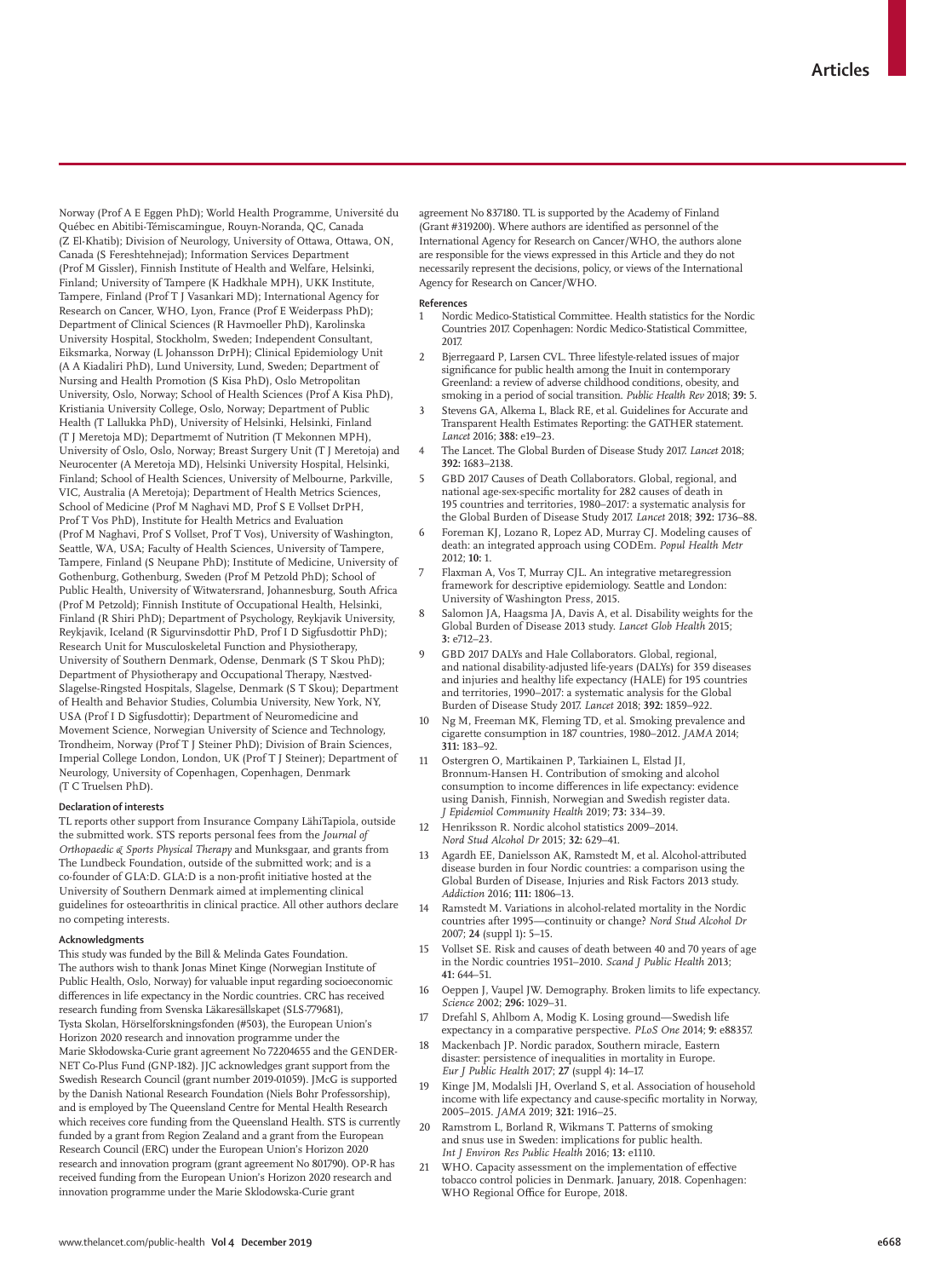Norway (Prof A E Eggen PhD); World Health Programme, Université du Québec en Abitibi-Témiscamingue, Rouyn-Noranda, QC, Canada (Z El-Khatib); Division of Neurology, University of Ottawa, Ottawa, ON, Canada (S Fereshtehnejad); Information Services Department (Prof M Gissler), Finnish Institute of Health and Welfare, Helsinki, Finland; University of Tampere (K Hadkhale MPH), UKK Institute, Tampere, Finland (Prof T J Vasankari MD); International Agency for Research on Cancer, WHO, Lyon, France (Prof E Weiderpass PhD); Department of Clinical Sciences (R Havmoeller PhD), Karolinska University Hospital, Stockholm, Sweden; Independent Consultant, Eiksmarka, Norway (L Johansson DrPH); Clinical Epidemiology Unit (A A Kiadaliri PhD), Lund University, Lund, Sweden; Department of Nursing and Health Promotion (S Kisa PhD), Oslo Metropolitan University, Oslo, Norway; School of Health Sciences (Prof A Kisa PhD), Kristiania University College, Oslo, Norway; Department of Public Health (T Lallukka PhD), University of Helsinki, Helsinki, Finland (T J Meretoja MD); Departmemt of Nutrition (T Mekonnen MPH), University of Oslo, Oslo, Norway; Breast Surgery Unit (T J Meretoja) and Neurocenter (A Meretoja MD), Helsinki University Hospital, Helsinki, Finland; School of Health Sciences, University of Melbourne, Parkville, VIC, Australia (A Meretoja); Department of Health Metrics Sciences, School of Medicine (Prof M Naghavi MD, Prof S E Vollset DrPH, Prof T Vos PhD), Institute for Health Metrics and Evaluation (Prof M Naghavi, Prof S Vollset, Prof T Vos), University of Washington, Seattle, WA, USA; Faculty of Health Sciences, University of Tampere, Tampere, Finland (S Neupane PhD); Institute of Medicine, University of Gothenburg, Gothenburg, Sweden (Prof M Petzold PhD); School of Public Health, University of Witwatersrand, Johannesburg, South Africa (Prof M Petzold); Finnish Institute of Occupational Health, Helsinki, Finland (R Shiri PhD); Department of Psychology, Reykjavik University, Reykjavik, Iceland (R Sigurvinsdottir PhD, Prof I D Sigfusdottir PhD); Research Unit for Musculoskeletal Function and Physiotherapy, University of Southern Denmark, Odense, Denmark (S T Skou PhD); Department of Physiotherapy and Occupational Therapy, Næstved-Slagelse-Ringsted Hospitals, Slagelse, Denmark (S T Skou); Department of Health and Behavior Studies, Columbia University, New York, NY, USA (Prof I D Sigfusdottir); Department of Neuromedicine and Movement Science, Norwegian University of Science and Technology, Trondheim, Norway (Prof T J Steiner PhD); Division of Brain Sciences, Imperial College London, London, UK (Prof T J Steiner); Department of Neurology, University of Copenhagen, Copenhagen, Denmark (T C Truelsen PhD).

### Declaration of interests

TL reports other support from Insurance Company LähiTapiola, outside the submitted work. STS reports personal fees from the *Journal of Orthopaedic & Sports Physical Therapy* and Munksgaar, and grants from The Lundbeck Foundation, outside of the submitted work; and is a co-founder of GLA:D. GLA:D is a non-profit initiative hosted at the University of Southern Denmark aimed at implementing clinical guidelines for osteoarthritis in clinical practice. All other authors declare no competing interests.

### Acknowledgments

This study was funded by the Bill & Melinda Gates Foundation. The authors wish to thank Jonas Minet Kinge (Norwegian Institute of Public Health, Oslo, Norway) for valuable input regarding socioeconomic differences in life expectancy in the Nordic countries. CRC has received research funding from Svenska Läkaresällskapet (SLS-779681), Tysta Skolan, Hörselforskningsfonden (#503), the European Union's Horizon 2020 research and innovation programme under the Marie Skłodowska-Curie grant agreement No 72204655 and the GENDER-NET Co-Plus Fund (GNP-182). JJC acknowledges grant support from the Swedish Research Council (grant number 2019-01059). JMcG is supported by the Danish National Research Foundation (Niels Bohr Professorship), and is employed by The Queensland Centre for Mental Health Research which receives core funding from the Queensland Health. STS is currently funded by a grant from Region Zealand and a grant from the European Research Council (ERC) under the European Union's Horizon 2020 research and innovation program (grant agreement No 801790). OP-R has received funding from the European Union's Horizon 2020 research and innovation programme under the Marie Sklodowska-Curie grant agreement No 837180. TL is supported by the Academy of Finland (Grant #319200). Where authors are identified as personnel of the International Agency for Research on Cancer/WHO, the authors alone are responsible for the views expressed in this Article and they do not necessarily represent the decisions, policy, or views of the International Agency for Research on Cancer/WHO.

### References

1. Nordic Medico-Statistical Committee. Health statistics for the Nordic Countries 2017. Copenhagen: Nordic Medico-Statistical Committee, 2017.
2. Bjerregaard P, Larsen CVL. Three lifestyle-related issues of major significance for public health among the Inuit in contemporary Greenland: a review of adverse childhood conditions, obesity, and smoking in a period of social transition. *Public Health Rev* 2018; **39:** 5.
3. Stevens GA, Alkema L, Black RE, et al. Guidelines for Accurate and Transparent Health Estimates Reporting: the GATHER statement. *Lancet* 2016; **388:** e19–23.
4. The Lancet. The Global Burden of Disease Study 2017. *Lancet* 2018; **392:** 1683–2138.
5. GBD 2017 Causes of Death Collaborators. Global, regional, and national age-sex-specific mortality for 282 causes of death in 195 countries and territories, 1980–2017: a systematic analysis for the Global Burden of Disease Study 2017. *Lancet* 2018; **392:** 1736–88.
6. Foreman KJ, Lozano R, Lopez AD, Murray CJ. Modeling causes of death: an integrated approach using CODEm. *Popul Health Metr* 2012; **10:** 1.
7. Flaxman A, Vos T, Murray CJL. An integrative metaregression framework for descriptive epidemiology. Seattle and London: University of Washington Press, 2015.
8. Salomon JA, Haagsma JA, Davis A, et al. Disability weights for the Global Burden of Disease 2013 study. *Lancet Glob Health* 2015; **3:** e712–23.
9. GBD 2017 DALYs and Hale Collaborators. Global, regional, and national disability-adjusted life-years (DALYs) for 359 diseases and injuries and healthy life expectancy (HALE) for 195 countries and territories, 1990–2017: a systematic analysis for the Global Burden of Disease Study 2017. *Lancet* 2018; **392:** 1859–922.
10. Ng M, Freeman MK, Fleming TD, et al. Smoking prevalence and cigarette consumption in 187 countries, 1980–2012. *JAMA* 2014; **311:** 183–92.
11. Ostergren O, Martikainen P, Tarkiainen L, Elstad JI, Bronnum-Hansen H. Contribution of smoking and alcohol consumption to income differences in life expectancy: evidence using Danish, Finnish, Norwegian and Swedish register data. *J Epidemiol Community Health* 2019; **73:** 334–39.
12. Henriksson R. Nordic alcohol statistics 2009–2014. *Nord Stud Alcohol Dr* 2015; **32:** 629–41.
13. Agardh EE, Danielsson AK, Ramstedt M, et al. Alcohol-attributed disease burden in four Nordic countries: a comparison using the Global Burden of Disease, Injuries and Risk Factors 2013 study. *Addiction* 2016; **111:** 1806–13.
14. Ramstedt M. Variations in alcohol-related mortality in the Nordic countries after 1995—continuity or change? *Nord Stud Alcohol Dr* 2007; **24** (suppl 1)**:** 5–15.
15. Vollset SE. Risk and causes of death between 40 and 70 years of age in the Nordic countries 1951–2010. *Scand J Public Health* 2013; **41:** 644–51.
16. Oeppen J, Vaupel JW. Demography. Broken limits to life expectancy. *Science* 2002; **296:** 1029–31.
17. Drefahl S, Ahlbom A, Modig K. Losing ground—Swedish life expectancy in a comparative perspective. *PLoS One* 2014; **9:** e88357.
18. Mackenbach JP. Nordic paradox, Southern miracle, Eastern disaster: persistence of inequalities in mortality in Europe. *Eur J Public Health* 2017; **27** (suppl 4)**:** 14–17.
19. Kinge JM, Modalsli JH, Overland S, et al. Association of household income with life expectancy and cause-specific mortality in Norway, 2005–2015. *JAMA* 2019; **321:** 1916–25.
20. Ramstrom L, Borland R, Wikmans T. Patterns of smoking and snus use in Sweden: implications for public health. *Int J Environ Res Public Health* 2016; **13:** e1110.
21. WHO. Capacity assessment on the implementation of effective tobacco control policies in Denmark. January, 2018. Copenhagen: WHO Regional Office for Europe, 2018.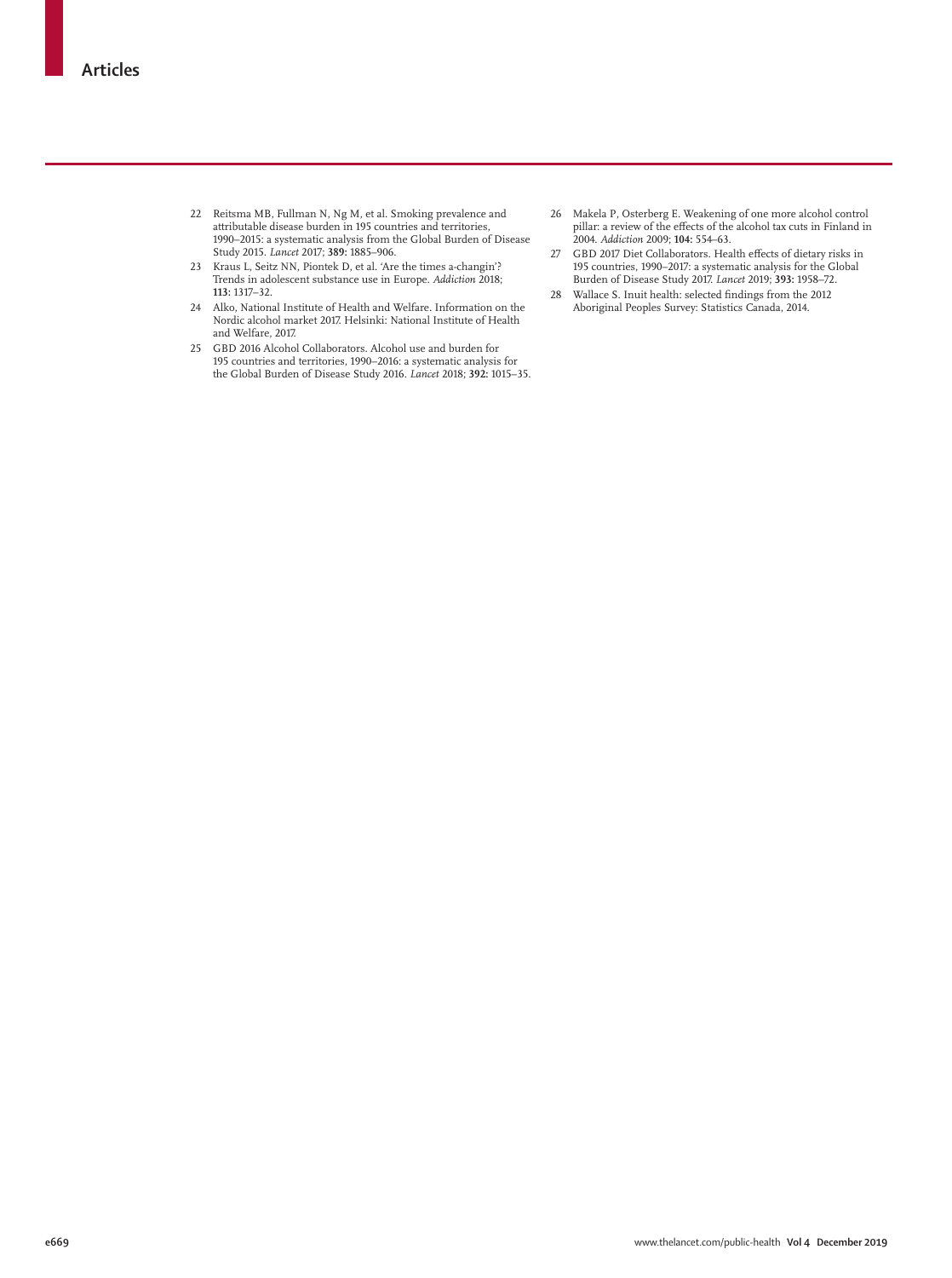22 Reitsma MB, Fullman N, Ng M, et al. Smoking prevalence and attributable disease burden in 195 countries and territories, 1990–2015: a systematic analysis from the Global Burden of Disease Study 2015. *Lancet* 2017; **389:** 1885–906.

23 Kraus L, Seitz NN, Piontek D, et al. 'Are the times a-changin'? Trends in adolescent substance use in Europe. *Addiction* 2018; **113:** 1317–32.

24 Alko, National Institute of Health and Welfare. Information on the Nordic alcohol market 2017. Helsinki: National Institute of Health and Welfare, 2017.

25 GBD 2016 Alcohol Collaborators. Alcohol use and burden for 195 countries and territories, 1990–2016: a systematic analysis for the Global Burden of Disease Study 2016. *Lancet* 2018; **392:** 1015–35.

26 Makela P, Osterberg E. Weakening of one more alcohol control pillar: a review of the effects of the alcohol tax cuts in Finland in 2004. *Addiction* 2009; **104:** 554–63.

27 GBD 2017 Diet Collaborators. Health effects of dietary risks in 195 countries, 1990–2017: a systematic analysis for the Global Burden of Disease Study 2017. *Lancet* 2019; **393:** 1958–72.

28 Wallace S. Inuit health: selected findings from the 2012 Aboriginal Peoples Survey: Statistics Canada, 2014.